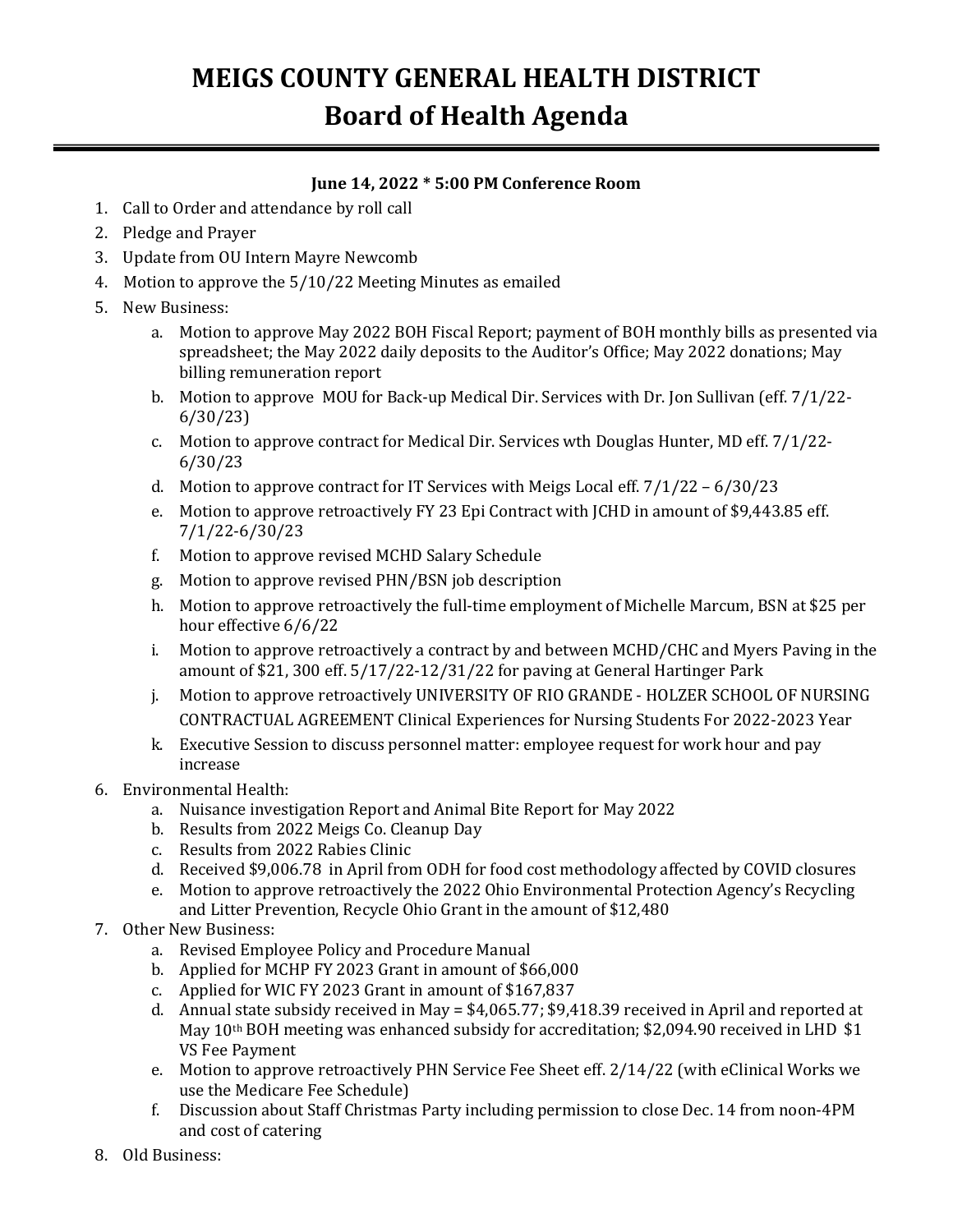# MEIGS COUNTY GENERAL HEALTH DISTRICT
# Board of Health Agenda

**June 14, 2022 * 5:00 PM Conference Room**

1. Call to Order and attendance by roll call
2. Pledge and Prayer
3. Update from OU Intern Mayre Newcomb
4. Motion to approve the 5/10/22 Meeting Minutes as emailed
5. New Business:
    a. Motion to approve May 2022 BOH Fiscal Report; payment of BOH monthly bills as presented via spreadsheet; the May 2022 daily deposits to the Auditor's Office; May 2022 donations; May billing remuneration report
    b. Motion to approve MOU for Back-up Medical Dir. Services with Dr. Jon Sullivan (eff. 7/1/22-6/30/23)
    c. Motion to approve contract for Medical Dir. Services wth Douglas Hunter, MD eff. 7/1/22-6/30/23
    d. Motion to approve contract for IT Services with Meigs Local eff. 7/1/22 – 6/30/23
    e. Motion to approve retroactively FY 23 Epi Contract with JCHD in amount of $9,443.85 eff. 7/1/22-6/30/23
    f. Motion to approve revised MCHD Salary Schedule
    g. Motion to approve revised PHN/BSN job description
    h. Motion to approve retroactively the full-time employment of Michelle Marcum, BSN at $25 per hour effective 6/6/22
    i. Motion to approve retroactively a contract by and between MCHD/CHC and Myers Paving in the amount of $21, 300 eff. 5/17/22-12/31/22 for paving at General Hartinger Park
    j. Motion to approve retroactively UNIVERSITY OF RIO GRANDE - HOLZER SCHOOL OF NURSING CONTRACTUAL AGREEMENT Clinical Experiences for Nursing Students For 2022-2023 Year
    k. Executive Session to discuss personnel matter: employee request for work hour and pay increase
6. Environmental Health:
    a. Nuisance investigation Report and Animal Bite Report for May 2022
    b. Results from 2022 Meigs Co. Cleanup Day
    c. Results from 2022 Rabies Clinic
    d. Received $9,006.78 in April from ODH for food cost methodology affected by COVID closures
    e. Motion to approve retroactively the 2022 Ohio Environmental Protection Agency's Recycling and Litter Prevention, Recycle Ohio Grant in the amount of $12,480
7. Other New Business:
    a. Revised Employee Policy and Procedure Manual
    b. Applied for MCHP FY 2023 Grant in amount of $66,000
    c. Applied for WIC FY 2023 Grant in amount of $167,837
    d. Annual state subsidy received in May = $4,065.77; $9,418.39 received in April and reported at May 10th BOH meeting was enhanced subsidy for accreditation; $2,094.90 received in LHD $1 VS Fee Payment
    e. Motion to approve retroactively PHN Service Fee Sheet eff. 2/14/22 (with eClinical Works we use the Medicare Fee Schedule)
    f. Discussion about Staff Christmas Party including permission to close Dec. 14 from noon-4PM and cost of catering
8. Old Business: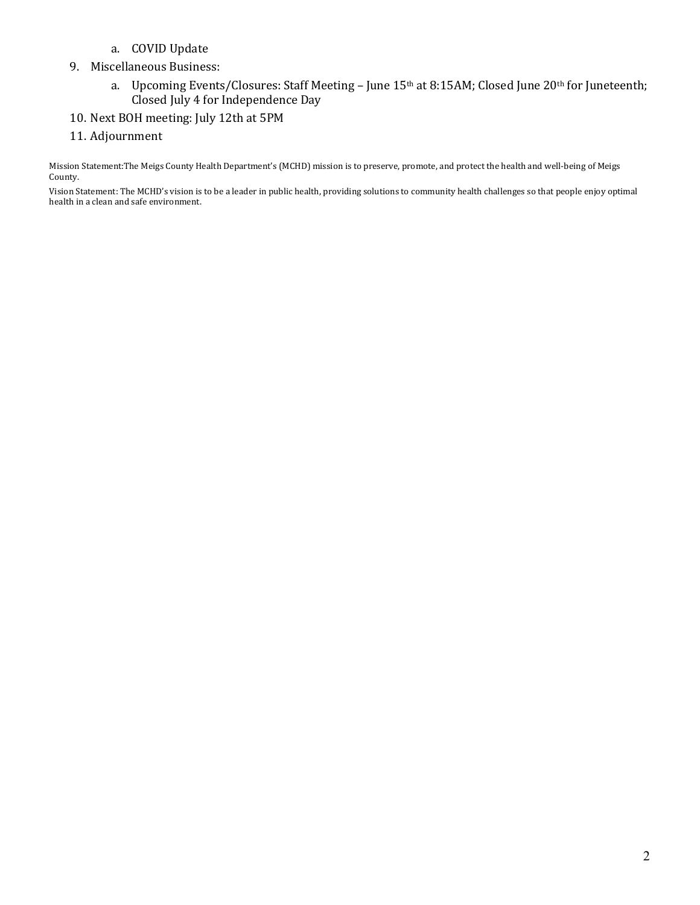a. COVID Update

9. Miscellaneous Business:
   a. Upcoming Events/Closures: Staff Meeting – June 15th at 8:15AM; Closed June 20th for Juneteenth; Closed July 4 for Independence Day

10. Next BOH meeting: July 12th at 5PM

11. Adjournment

Mission Statement:The Meigs County Health Department's (MCHD) mission is to preserve, promote, and protect the health and well-being of Meigs County.

Vision Statement: The MCHD's vision is to be a leader in public health, providing solutions to community health challenges so that people enjoy optimal health in a clean and safe environment.